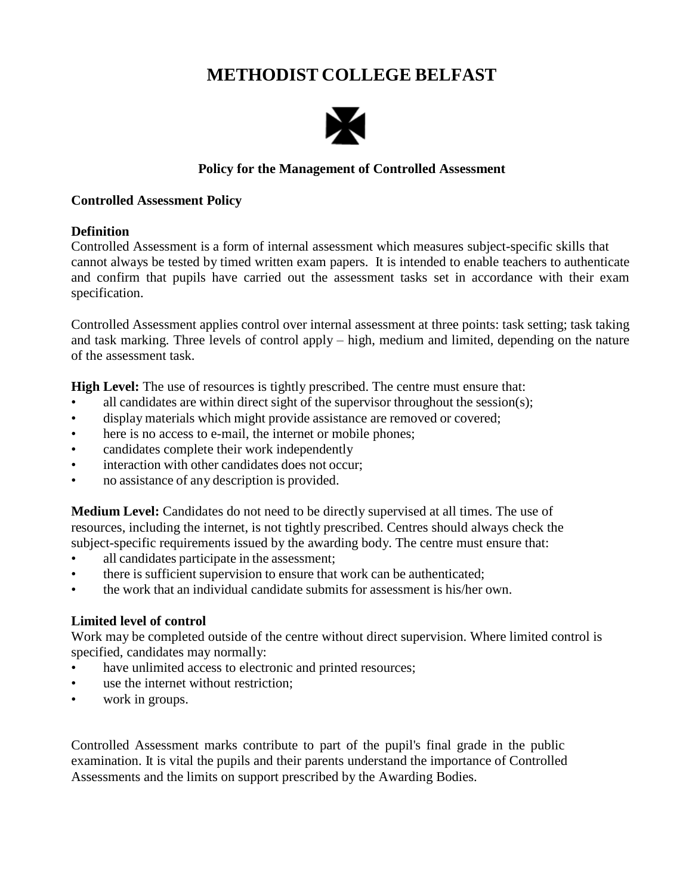# METHODIST COLLEGE BELFAST

### Policy for the Management of Controlled Assessment

**Controlled Assessment Policy**

**Definition**

Controlled Assessment is a form of internal assessment which measures subject-specific skills that cannot always be tested by timed written exam papers. It is intended to enable teachers to authenticate and confirm that pupils have carried out the assessment tasks set in accordance with their exam specification.

Controlled Assessment applies control over internal assessment at three points: task setting; task taking and task marking. Three levels of control apply – high, medium and limited, depending on the nature of the assessment task.

**High Level:** The use of resources is tightly prescribed. The centre must ensure that:

- all candidates are within direct sight of the supervisor throughout the session(s);
- display materials which might provide assistance are removed or covered;
- here is no access to e-mail, the internet or mobile phones;
- candidates complete their work independently
- interaction with other candidates does not occur;
- no assistance of any description is provided.

**Medium Level:** Candidates do not need to be directly supervised at all times. The use of resources, including the internet, is not tightly prescribed. Centres should always check the subject-specific requirements issued by the awarding body. The centre must ensure that:

- all candidates participate in the assessment;
- there is sufficient supervision to ensure that work can be authenticated;
- the work that an individual candidate submits for assessment is his/her own.

**Limited level of control**

Work may be completed outside of the centre without direct supervision. Where limited control is specified, candidates may normally:

- have unlimited access to electronic and printed resources;
- use the internet without restriction;
- work in groups.

Controlled Assessment marks contribute to part of the pupil's final grade in the public examination. It is vital the pupils and their parents understand the importance of Controlled Assessments and the limits on support prescribed by the Awarding Bodies.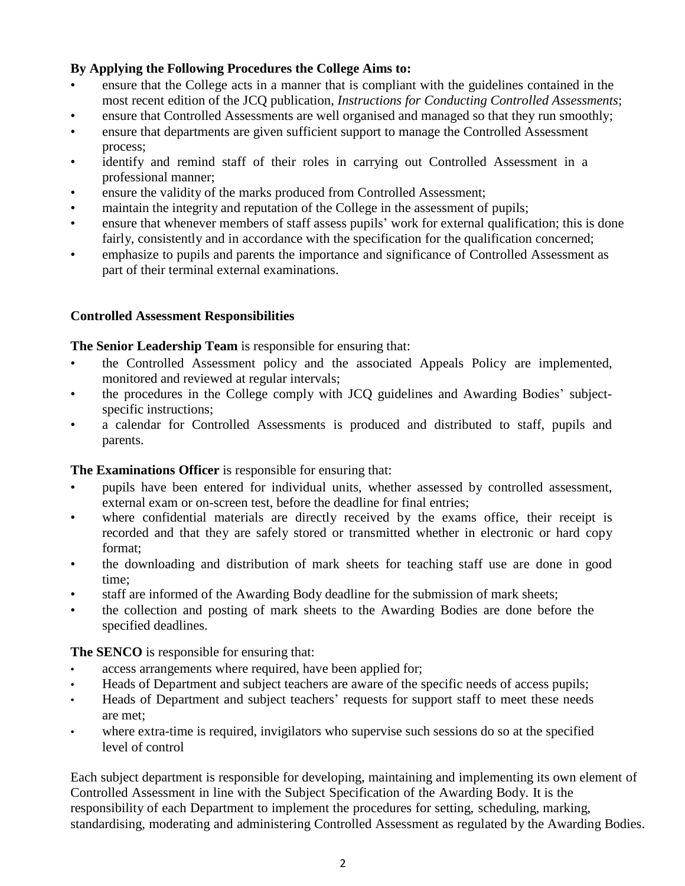**By Applying the Following Procedures the College Aims to:**

- ensure that the College acts in a manner that is compliant with the guidelines contained in the most recent edition of the JCQ publication, *Instructions for Conducting Controlled Assessments*;
- ensure that Controlled Assessments are well organised and managed so that they run smoothly;
- ensure that departments are given sufficient support to manage the Controlled Assessment process;
- identify and remind staff of their roles in carrying out Controlled Assessment in a professional manner;
- ensure the validity of the marks produced from Controlled Assessment;
- maintain the integrity and reputation of the College in the assessment of pupils;
- ensure that whenever members of staff assess pupils' work for external qualification; this is done fairly, consistently and in accordance with the specification for the qualification concerned;
- emphasize to pupils and parents the importance and significance of Controlled Assessment as part of their terminal external examinations.

**Controlled Assessment Responsibilities**

**The Senior Leadership Team** is responsible for ensuring that:

- the Controlled Assessment policy and the associated Appeals Policy are implemented, monitored and reviewed at regular intervals;
- the procedures in the College comply with JCQ guidelines and Awarding Bodies' subject-specific instructions;
- a calendar for Controlled Assessments is produced and distributed to staff, pupils and parents.

**The Examinations Officer** is responsible for ensuring that:

- pupils have been entered for individual units, whether assessed by controlled assessment, external exam or on-screen test, before the deadline for final entries;
- where confidential materials are directly received by the exams office, their receipt is recorded and that they are safely stored or transmitted whether in electronic or hard copy format;
- the downloading and distribution of mark sheets for teaching staff use are done in good time;
- staff are informed of the Awarding Body deadline for the submission of mark sheets;
- the collection and posting of mark sheets to the Awarding Bodies are done before the specified deadlines.

**The SENCO** is responsible for ensuring that:

- access arrangements where required, have been applied for;
- Heads of Department and subject teachers are aware of the specific needs of access pupils;
- Heads of Department and subject teachers' requests for support staff to meet these needs are met;
- where extra-time is required, invigilators who supervise such sessions do so at the specified level of control

Each subject department is responsible for developing, maintaining and implementing its own element of Controlled Assessment in line with the Subject Specification of the Awarding Body. It is the responsibility of each Department to implement the procedures for setting, scheduling, marking, standardising, moderating and administering Controlled Assessment as regulated by the Awarding Bodies.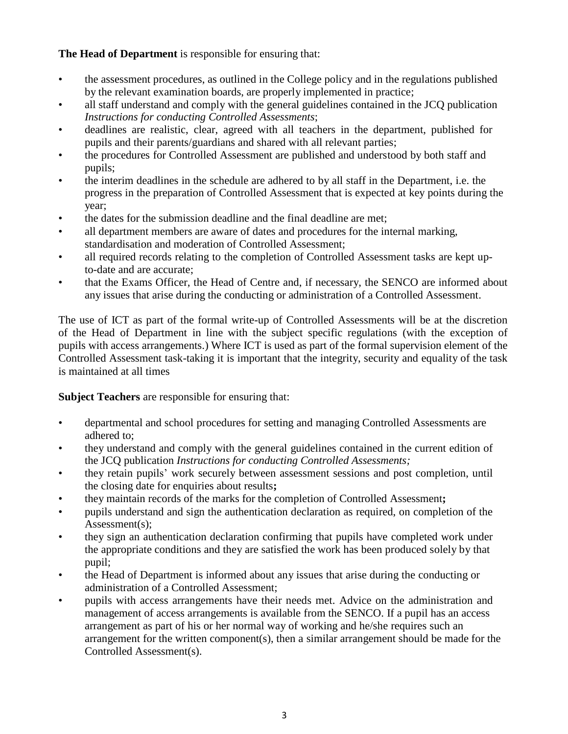**The Head of Department** is responsible for ensuring that:

- the assessment procedures, as outlined in the College policy and in the regulations published by the relevant examination boards, are properly implemented in practice;
- all staff understand and comply with the general guidelines contained in the JCQ publication *Instructions for conducting Controlled Assessments*;
- deadlines are realistic, clear, agreed with all teachers in the department, published for pupils and their parents/guardians and shared with all relevant parties;
- the procedures for Controlled Assessment are published and understood by both staff and pupils;
- the interim deadlines in the schedule are adhered to by all staff in the Department, i.e. the progress in the preparation of Controlled Assessment that is expected at key points during the year;
- the dates for the submission deadline and the final deadline are met;
- all department members are aware of dates and procedures for the internal marking, standardisation and moderation of Controlled Assessment;
- all required records relating to the completion of Controlled Assessment tasks are kept up-to-date and are accurate;
- that the Exams Officer, the Head of Centre and, if necessary, the SENCO are informed about any issues that arise during the conducting or administration of a Controlled Assessment.

The use of ICT as part of the formal write-up of Controlled Assessments will be at the discretion of the Head of Department in line with the subject specific regulations (with the exception of pupils with access arrangements.) Where ICT is used as part of the formal supervision element of the Controlled Assessment task-taking it is important that the integrity, security and equality of the task is maintained at all times

**Subject Teachers** are responsible for ensuring that:

- departmental and school procedures for setting and managing Controlled Assessments are adhered to;
- they understand and comply with the general guidelines contained in the current edition of the JCQ publication *Instructions for conducting Controlled Assessments;*
- they retain pupils' work securely between assessment sessions and post completion, until the closing date for enquiries about results**;**
- they maintain records of the marks for the completion of Controlled Assessment**;**
- pupils understand and sign the authentication declaration as required, on completion of the Assessment(s);
- they sign an authentication declaration confirming that pupils have completed work under the appropriate conditions and they are satisfied the work has been produced solely by that pupil;
- the Head of Department is informed about any issues that arise during the conducting or administration of a Controlled Assessment;
- pupils with access arrangements have their needs met. Advice on the administration and management of access arrangements is available from the SENCO. If a pupil has an access arrangement as part of his or her normal way of working and he/she requires such an arrangement for the written component(s), then a similar arrangement should be made for the Controlled Assessment(s).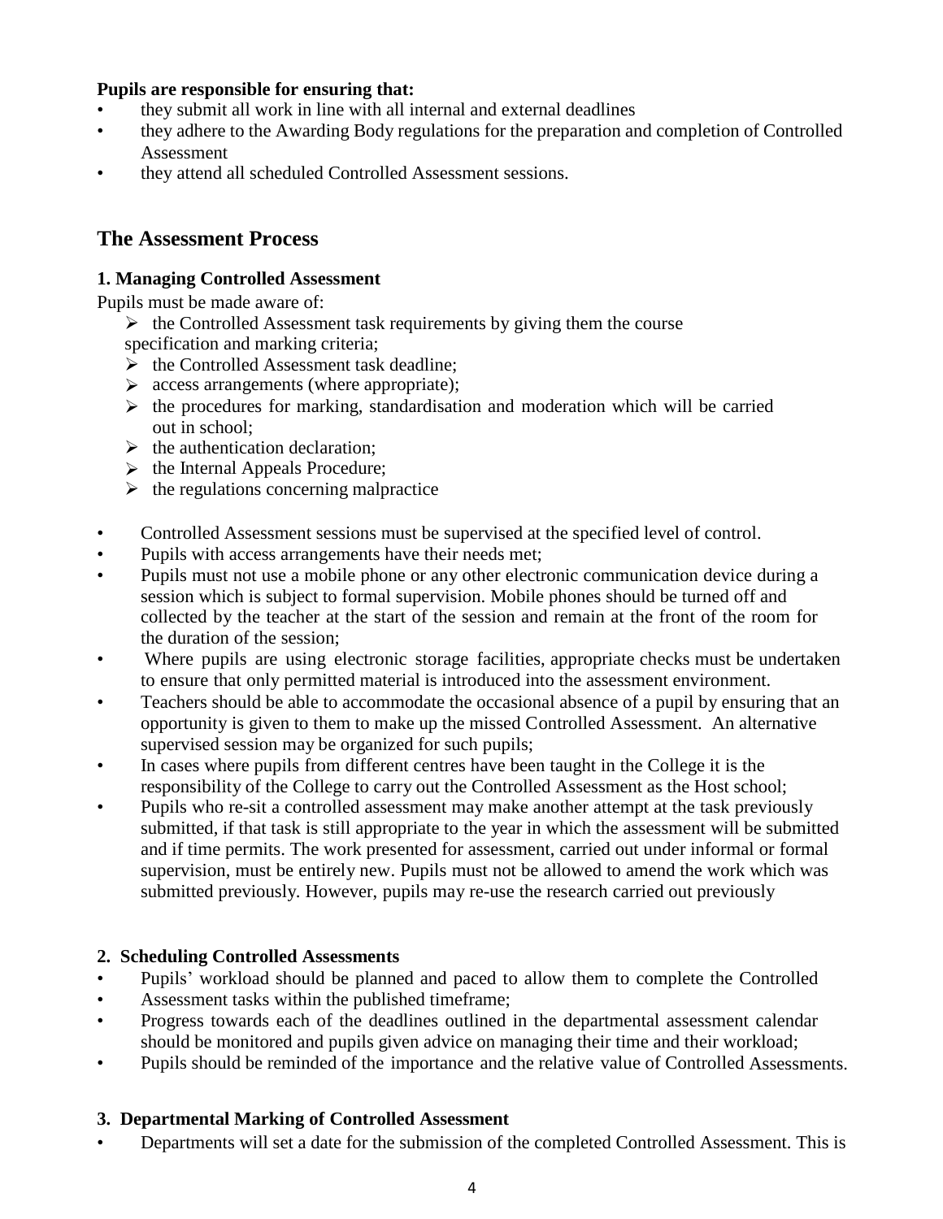**Pupils are responsible for ensuring that:**

- they submit all work in line with all internal and external deadlines
- they adhere to the Awarding Body regulations for the preparation and completion of Controlled Assessment
- they attend all scheduled Controlled Assessment sessions.

## The Assessment Process

### 1. Managing Controlled Assessment

Pupils must be made aware of:

- the Controlled Assessment task requirements by giving them the course specification and marking criteria;
- the Controlled Assessment task deadline;
- access arrangements (where appropriate);
- the procedures for marking, standardisation and moderation which will be carried out in school;
- the authentication declaration;
- the Internal Appeals Procedure;
- the regulations concerning malpractice

- Controlled Assessment sessions must be supervised at the specified level of control.
- Pupils with access arrangements have their needs met;
- Pupils must not use a mobile phone or any other electronic communication device during a session which is subject to formal supervision. Mobile phones should be turned off and collected by the teacher at the start of the session and remain at the front of the room for the duration of the session;
- Where pupils are using electronic storage facilities, appropriate checks must be undertaken to ensure that only permitted material is introduced into the assessment environment.
- Teachers should be able to accommodate the occasional absence of a pupil by ensuring that an opportunity is given to them to make up the missed Controlled Assessment. An alternative supervised session may be organized for such pupils;
- In cases where pupils from different centres have been taught in the College it is the responsibility of the College to carry out the Controlled Assessment as the Host school;
- Pupils who re-sit a controlled assessment may make another attempt at the task previously submitted, if that task is still appropriate to the year in which the assessment will be submitted and if time permits. The work presented for assessment, carried out under informal or formal supervision, must be entirely new. Pupils must not be allowed to amend the work which was submitted previously. However, pupils may re-use the research carried out previously

### 2. Scheduling Controlled Assessments

- Pupils' workload should be planned and paced to allow them to complete the Controlled
- Assessment tasks within the published timeframe;
- Progress towards each of the deadlines outlined in the departmental assessment calendar should be monitored and pupils given advice on managing their time and their workload;
- Pupils should be reminded of the importance and the relative value of Controlled Assessments.

### 3. Departmental Marking of Controlled Assessment

- Departments will set a date for the submission of the completed Controlled Assessment. This is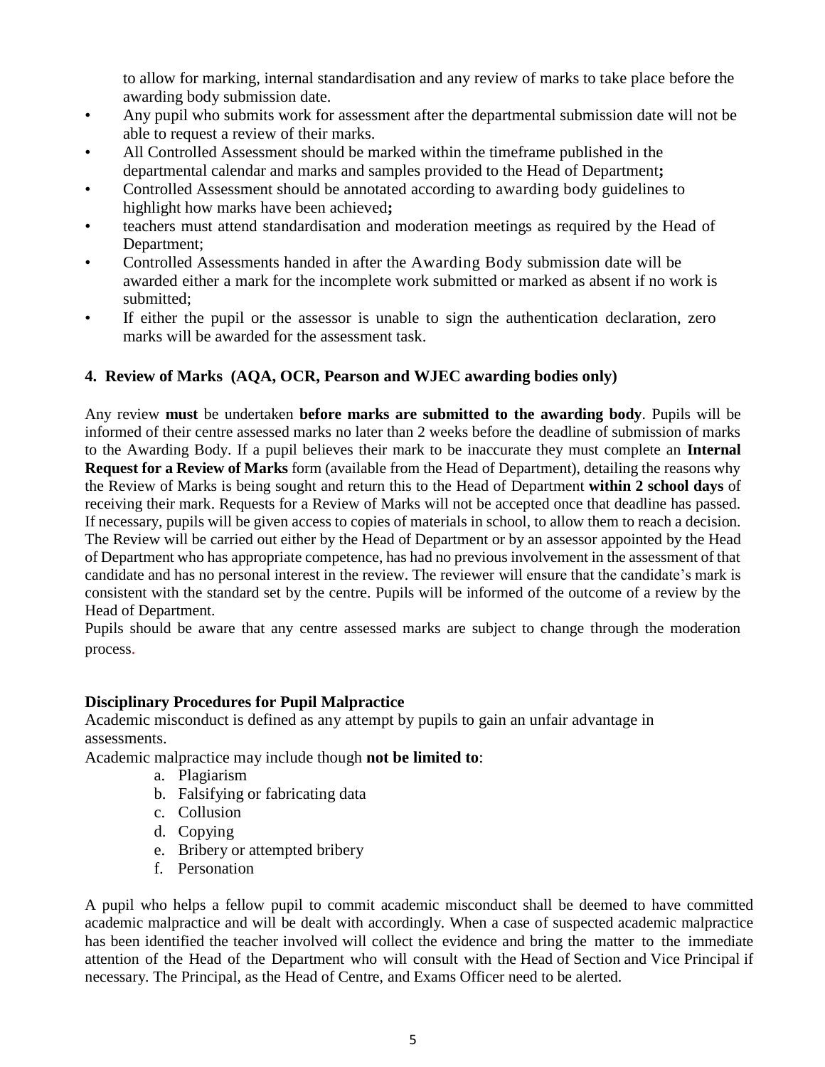to allow for marking, internal standardisation and any review of marks to take place before the awarding body submission date.

- Any pupil who submits work for assessment after the departmental submission date will not be able to request a review of their marks.
- All Controlled Assessment should be marked within the timeframe published in the departmental calendar and marks and samples provided to the Head of Department**;**
- Controlled Assessment should be annotated according to awarding body guidelines to highlight how marks have been achieved**;**
- teachers must attend standardisation and moderation meetings as required by the Head of Department;
- Controlled Assessments handed in after the Awarding Body submission date will be awarded either a mark for the incomplete work submitted or marked as absent if no work is submitted;
- If either the pupil or the assessor is unable to sign the authentication declaration, zero marks will be awarded for the assessment task.

## 4. Review of Marks (AQA, OCR, Pearson and WJEC awarding bodies only)

Any review **must** be undertaken **before marks are submitted to the awarding body**. Pupils will be informed of their centre assessed marks no later than 2 weeks before the deadline of submission of marks to the Awarding Body. If a pupil believes their mark to be inaccurate they must complete an **Internal Request for a Review of Marks** form (available from the Head of Department), detailing the reasons why the Review of Marks is being sought and return this to the Head of Department **within 2 school days** of receiving their mark. Requests for a Review of Marks will not be accepted once that deadline has passed. If necessary, pupils will be given access to copies of materials in school, to allow them to reach a decision. The Review will be carried out either by the Head of Department or by an assessor appointed by the Head of Department who has appropriate competence, has had no previous involvement in the assessment of that candidate and has no personal interest in the review. The reviewer will ensure that the candidate's mark is consistent with the standard set by the centre. Pupils will be informed of the outcome of a review by the Head of Department.

Pupils should be aware that any centre assessed marks are subject to change through the moderation process.

### Disciplinary Procedures for Pupil Malpractice

Academic misconduct is defined as any attempt by pupils to gain an unfair advantage in assessments.

Academic malpractice may include though **not be limited to**:

a. Plagiarism
b. Falsifying or fabricating data
c. Collusion
d. Copying
e. Bribery or attempted bribery
f. Personation

A pupil who helps a fellow pupil to commit academic misconduct shall be deemed to have committed academic malpractice and will be dealt with accordingly. When a case of suspected academic malpractice has been identified the teacher involved will collect the evidence and bring the matter to the immediate attention of the Head of the Department who will consult with the Head of Section and Vice Principal if necessary. The Principal, as the Head of Centre, and Exams Officer need to be alerted.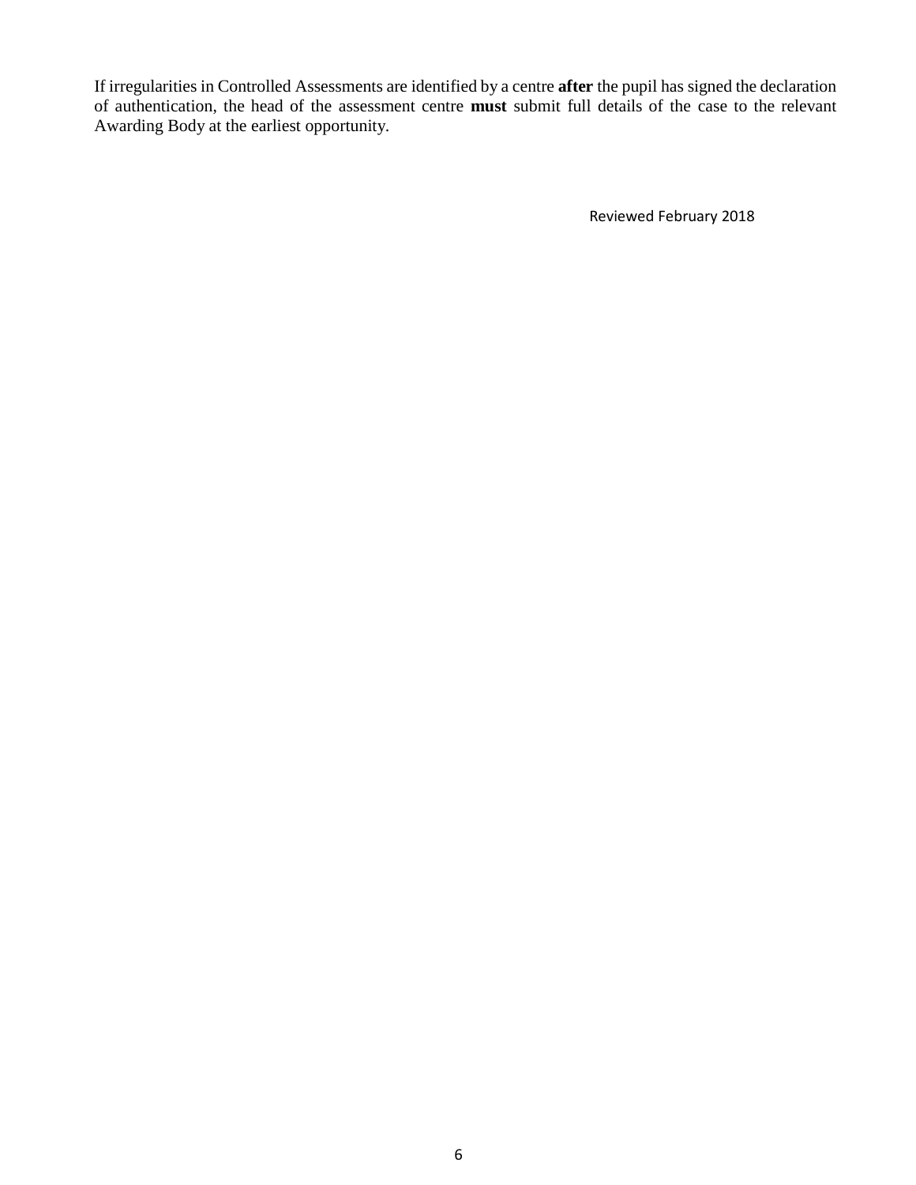If irregularities in Controlled Assessments are identified by a centre **after** the pupil has signed the declaration of authentication, the head of the assessment centre **must** submit full details of the case to the relevant Awarding Body at the earliest opportunity.

Reviewed February 2018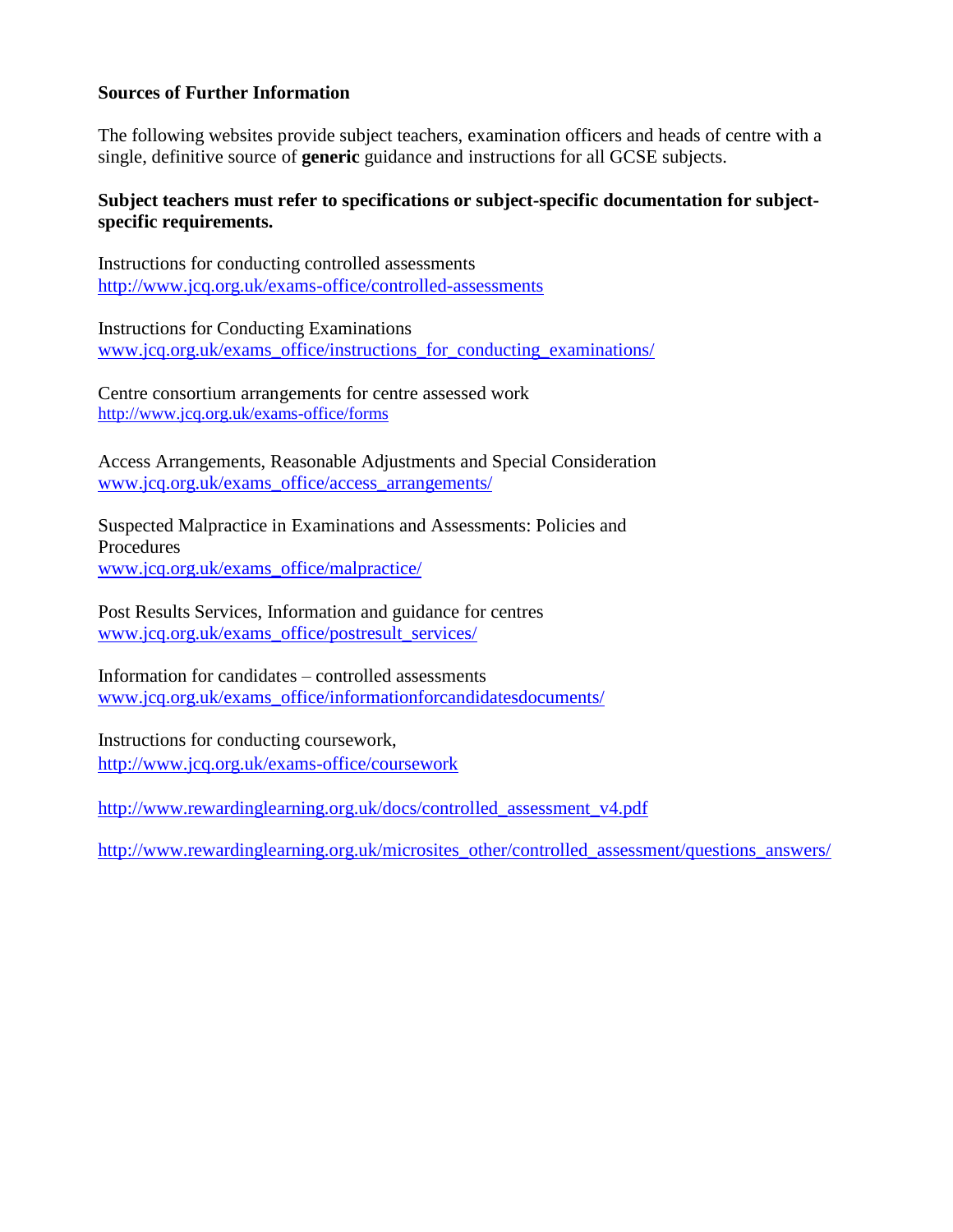**Sources of Further Information**

The following websites provide subject teachers, examination officers and heads of centre with a single, definitive source of **generic** guidance and instructions for all GCSE subjects.

**Subject teachers must refer to specifications or subject-specific documentation for subject-specific requirements.**

Instructions for conducting controlled assessments
http://www.jcq.org.uk/exams-office/controlled-assessments

Instructions for Conducting Examinations
www.jcq.org.uk/exams_office/instructions_for_conducting_examinations/

Centre consortium arrangements for centre assessed work
http://www.jcq.org.uk/exams-office/forms

Access Arrangements, Reasonable Adjustments and Special Consideration
www.jcq.org.uk/exams_office/access_arrangements/

Suspected Malpractice in Examinations and Assessments: Policies and Procedures
www.jcq.org.uk/exams_office/malpractice/

Post Results Services, Information and guidance for centres
www.jcq.org.uk/exams_office/postresult_services/

Information for candidates – controlled assessments
www.jcq.org.uk/exams_office/informationforcandidatesdocuments/

Instructions for conducting coursework,
http://www.jcq.org.uk/exams-office/coursework

http://www.rewardinglearning.org.uk/docs/controlled_assessment_v4.pdf

http://www.rewardinglearning.org.uk/microsites_other/controlled_assessment/questions_answers/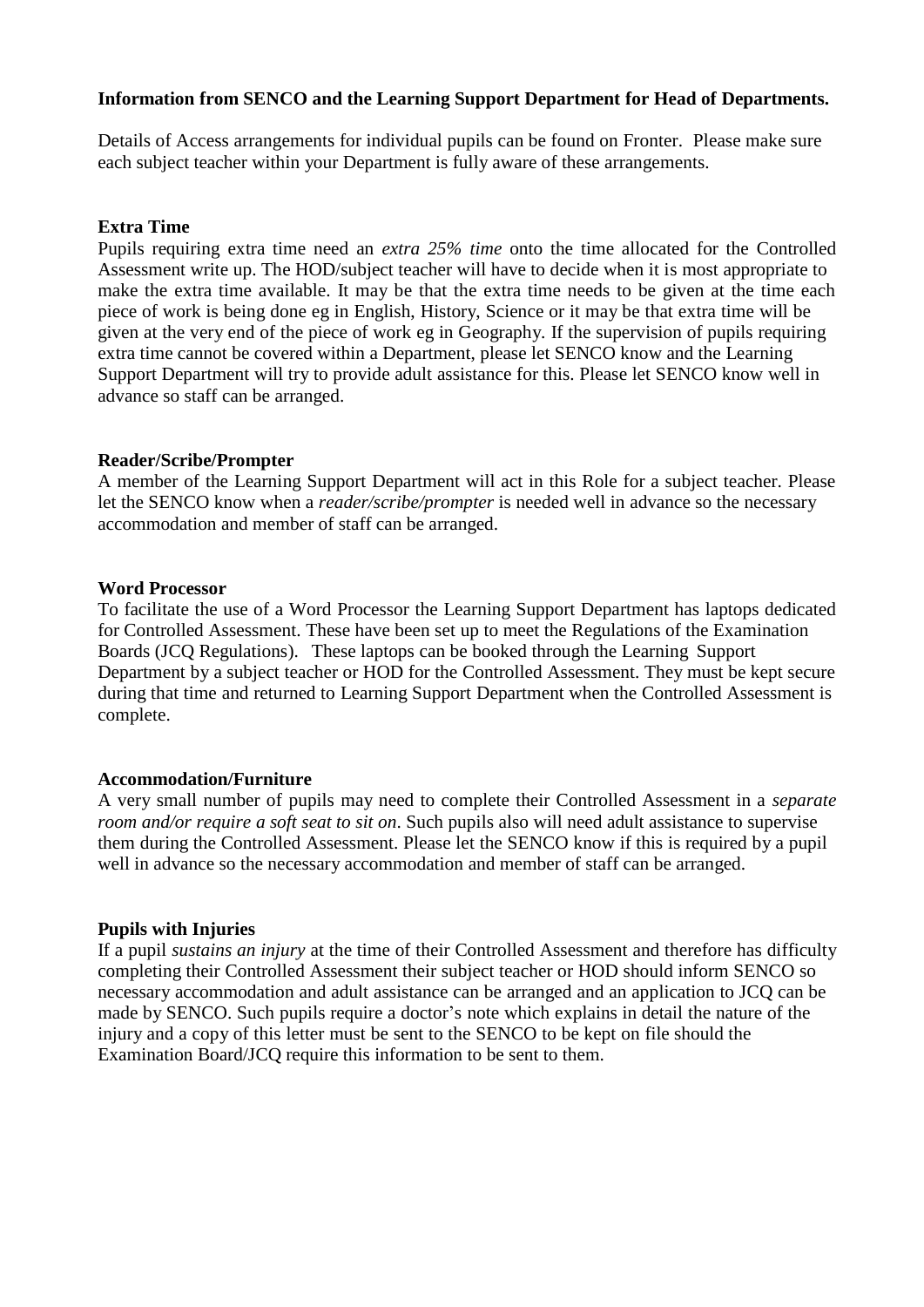**Information from SENCO and the Learning Support Department for Head of Departments.**

Details of Access arrangements for individual pupils can be found on Fronter. Please make sure each subject teacher within your Department is fully aware of these arrangements.

**Extra Time**

Pupils requiring extra time need an *extra 25% time* onto the time allocated for the Controlled Assessment write up. The HOD/subject teacher will have to decide when it is most appropriate to make the extra time available. It may be that the extra time needs to be given at the time each piece of work is being done eg in English, History, Science or it may be that extra time will be given at the very end of the piece of work eg in Geography. If the supervision of pupils requiring extra time cannot be covered within a Department, please let SENCO know and the Learning Support Department will try to provide adult assistance for this. Please let SENCO know well in advance so staff can be arranged.

**Reader/Scribe/Prompter**

A member of the Learning Support Department will act in this Role for a subject teacher. Please let the SENCO know when a *reader/scribe/prompter* is needed well in advance so the necessary accommodation and member of staff can be arranged.

**Word Processor**

To facilitate the use of a Word Processor the Learning Support Department has laptops dedicated for Controlled Assessment. These have been set up to meet the Regulations of the Examination Boards (JCQ Regulations). These laptops can be booked through the Learning Support Department by a subject teacher or HOD for the Controlled Assessment. They must be kept secure during that time and returned to Learning Support Department when the Controlled Assessment is complete.

**Accommodation/Furniture**

A very small number of pupils may need to complete their Controlled Assessment in a *separate room and/or require a soft seat to sit on*. Such pupils also will need adult assistance to supervise them during the Controlled Assessment. Please let the SENCO know if this is required by a pupil well in advance so the necessary accommodation and member of staff can be arranged.

**Pupils with Injuries**

If a pupil *sustains an injury* at the time of their Controlled Assessment and therefore has difficulty completing their Controlled Assessment their subject teacher or HOD should inform SENCO so necessary accommodation and adult assistance can be arranged and an application to JCQ can be made by SENCO. Such pupils require a doctor's note which explains in detail the nature of the injury and a copy of this letter must be sent to the SENCO to be kept on file should the Examination Board/JCQ require this information to be sent to them.